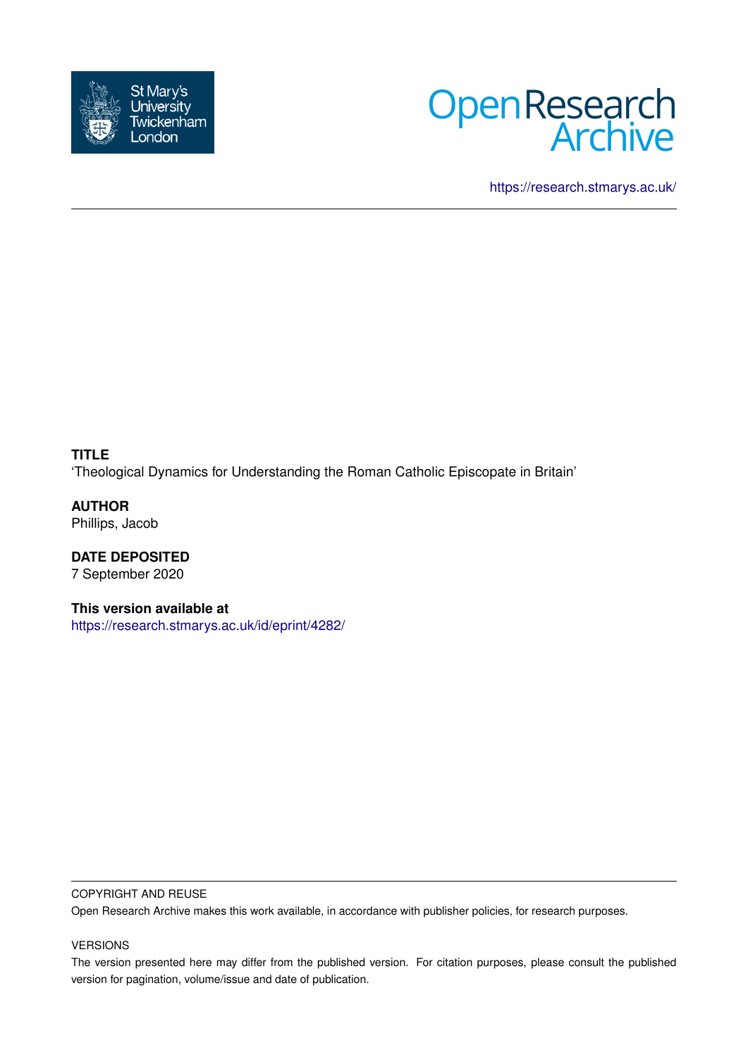St Mary's University Twickenham London

Open Research Archive

https://research.stmarys.ac.uk/

**TITLE**
'Theological Dynamics for Understanding the Roman Catholic Episcopate in Britain'

**AUTHOR**
Phillips, Jacob

**DATE DEPOSITED**
7 September 2020

**This version available at**
https://research.stmarys.ac.uk/id/eprint/4282/

COPYRIGHT AND REUSE

Open Research Archive makes this work available, in accordance with publisher policies, for research purposes.

VERSIONS

The version presented here may differ from the published version. For citation purposes, please consult the published version for pagination, volume/issue and date of publication.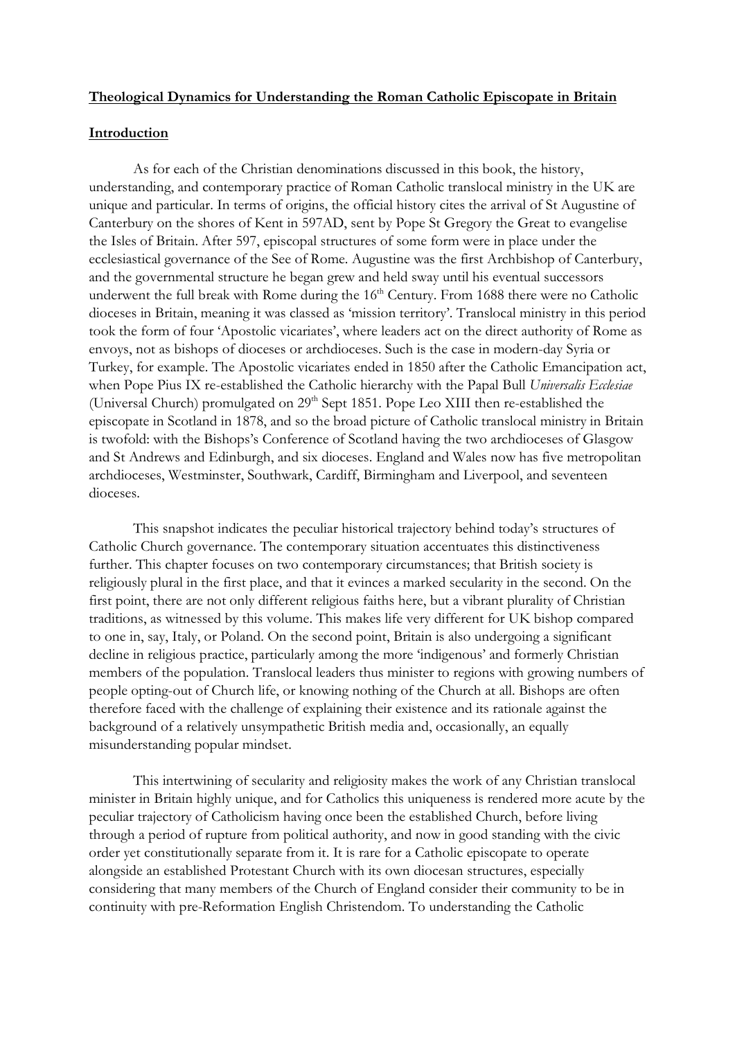**Theological Dynamics for Understanding the Roman Catholic Episcopate in Britain**

**Introduction**

As for each of the Christian denominations discussed in this book, the history, understanding, and contemporary practice of Roman Catholic translocal ministry in the UK are unique and particular. In terms of origins, the official history cites the arrival of St Augustine of Canterbury on the shores of Kent in 597AD, sent by Pope St Gregory the Great to evangelise the Isles of Britain. After 597, episcopal structures of some form were in place under the ecclesiastical governance of the See of Rome. Augustine was the first Archbishop of Canterbury, and the governmental structure he began grew and held sway until his eventual successors underwent the full break with Rome during the 16th Century. From 1688 there were no Catholic dioceses in Britain, meaning it was classed as 'mission territory'. Translocal ministry in this period took the form of four 'Apostolic vicariates', where leaders act on the direct authority of Rome as envoys, not as bishops of dioceses or archdioceses. Such is the case in modern-day Syria or Turkey, for example. The Apostolic vicariates ended in 1850 after the Catholic Emancipation act, when Pope Pius IX re-established the Catholic hierarchy with the Papal Bull *Universalis Ecclesiae* (Universal Church) promulgated on 29th Sept 1851. Pope Leo XIII then re-established the episcopate in Scotland in 1878, and so the broad picture of Catholic translocal ministry in Britain is twofold: with the Bishops's Conference of Scotland having the two archdioceses of Glasgow and St Andrews and Edinburgh, and six dioceses. England and Wales now has five metropolitan archdioceses, Westminster, Southwark, Cardiff, Birmingham and Liverpool, and seventeen dioceses.

This snapshot indicates the peculiar historical trajectory behind today's structures of Catholic Church governance. The contemporary situation accentuates this distinctiveness further. This chapter focuses on two contemporary circumstances; that British society is religiously plural in the first place, and that it evinces a marked secularity in the second. On the first point, there are not only different religious faiths here, but a vibrant plurality of Christian traditions, as witnessed by this volume. This makes life very different for UK bishop compared to one in, say, Italy, or Poland. On the second point, Britain is also undergoing a significant decline in religious practice, particularly among the more 'indigenous' and formerly Christian members of the population. Translocal leaders thus minister to regions with growing numbers of people opting-out of Church life, or knowing nothing of the Church at all. Bishops are often therefore faced with the challenge of explaining their existence and its rationale against the background of a relatively unsympathetic British media and, occasionally, an equally misunderstanding popular mindset.

This intertwining of secularity and religiosity makes the work of any Christian translocal minister in Britain highly unique, and for Catholics this uniqueness is rendered more acute by the peculiar trajectory of Catholicism having once been the established Church, before living through a period of rupture from political authority, and now in good standing with the civic order yet constitutionally separate from it. It is rare for a Catholic episcopate to operate alongside an established Protestant Church with its own diocesan structures, especially considering that many members of the Church of England consider their community to be in continuity with pre-Reformation English Christendom. To understanding the Catholic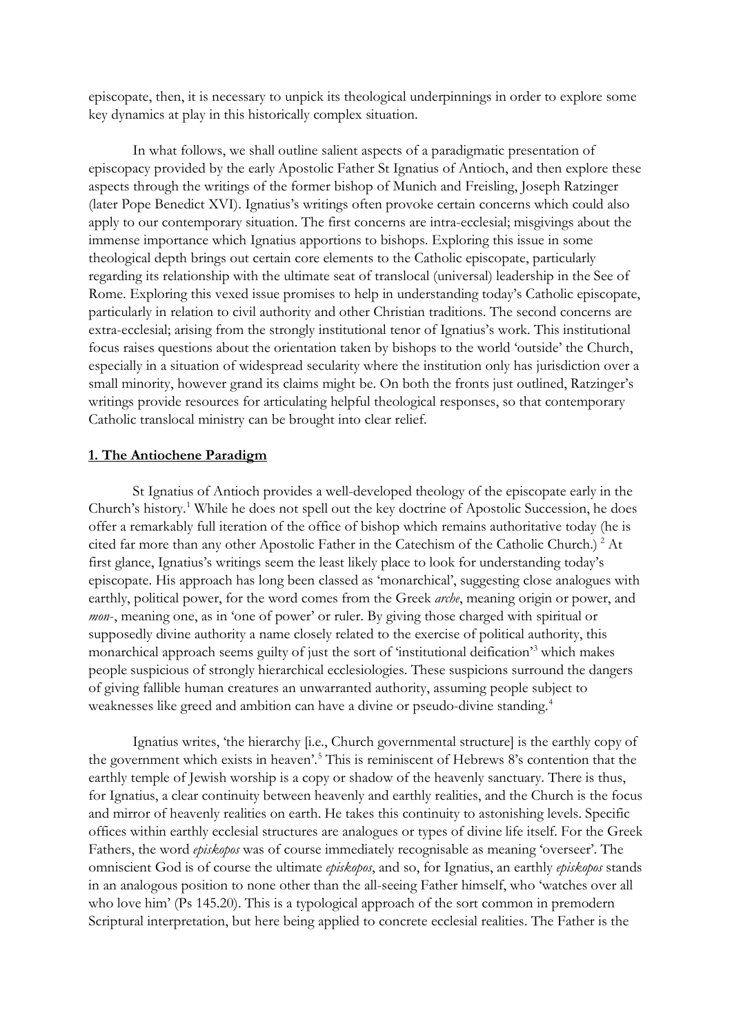episcopate, then, it is necessary to unpick its theological underpinnings in order to explore some key dynamics at play in this historically complex situation.

In what follows, we shall outline salient aspects of a paradigmatic presentation of episcopacy provided by the early Apostolic Father St Ignatius of Antioch, and then explore these aspects through the writings of the former bishop of Munich and Freisling, Joseph Ratzinger (later Pope Benedict XVI). Ignatius's writings often provoke certain concerns which could also apply to our contemporary situation. The first concerns are intra-ecclesial; misgivings about the immense importance which Ignatius apportions to bishops. Exploring this issue in some theological depth brings out certain core elements to the Catholic episcopate, particularly regarding its relationship with the ultimate seat of translocal (universal) leadership in the See of Rome. Exploring this vexed issue promises to help in understanding today's Catholic episcopate, particularly in relation to civil authority and other Christian traditions. The second concerns are extra-ecclesial; arising from the strongly institutional tenor of Ignatius's work. This institutional focus raises questions about the orientation taken by bishops to the world 'outside' the Church, especially in a situation of widespread secularity where the institution only has jurisdiction over a small minority, however grand its claims might be. On both the fronts just outlined, Ratzinger's writings provide resources for articulating helpful theological responses, so that contemporary Catholic translocal ministry can be brought into clear relief.

## 1. The Antiochene Paradigm

St Ignatius of Antioch provides a well-developed theology of the episcopate early in the Church's history.[1] While he does not spell out the key doctrine of Apostolic Succession, he does offer a remarkably full iteration of the office of bishop which remains authoritative today (he is cited far more than any other Apostolic Father in the Catechism of the Catholic Church.)[2] At first glance, Ignatius's writings seem the least likely place to look for understanding today's episcopate. His approach has long been classed as 'monarchical', suggesting close analogues with earthly, political power, for the word comes from the Greek *arche*, meaning origin or power, and *mon-*, meaning one, as in 'one of power' or ruler. By giving those charged with spiritual or supposedly divine authority a name closely related to the exercise of political authority, this monarchical approach seems guilty of just the sort of 'institutional deification'[3] which makes people suspicious of strongly hierarchical ecclesiologies. These suspicions surround the dangers of giving fallible human creatures an unwarranted authority, assuming people subject to weaknesses like greed and ambition can have a divine or pseudo-divine standing.[4]

Ignatius writes, 'the hierarchy [i.e., Church governmental structure] is the earthly copy of the government which exists in heaven'.[5] This is reminiscent of Hebrews 8's contention that the earthly temple of Jewish worship is a copy or shadow of the heavenly sanctuary. There is thus, for Ignatius, a clear continuity between heavenly and earthly realities, and the Church is the focus and mirror of heavenly realities on earth. He takes this continuity to astonishing levels. Specific offices within earthly ecclesial structures are analogues or types of divine life itself. For the Greek Fathers, the word *episkopos* was of course immediately recognisable as meaning 'overseer'. The omniscient God is of course the ultimate *episkopos*, and so, for Ignatius, an earthly *episkopos* stands in an analogous position to none other than the all-seeing Father himself, who 'watches over all who love him' (Ps 145.20). This is a typological approach of the sort common in premodern Scriptural interpretation, but here being applied to concrete ecclesial realities. The Father is the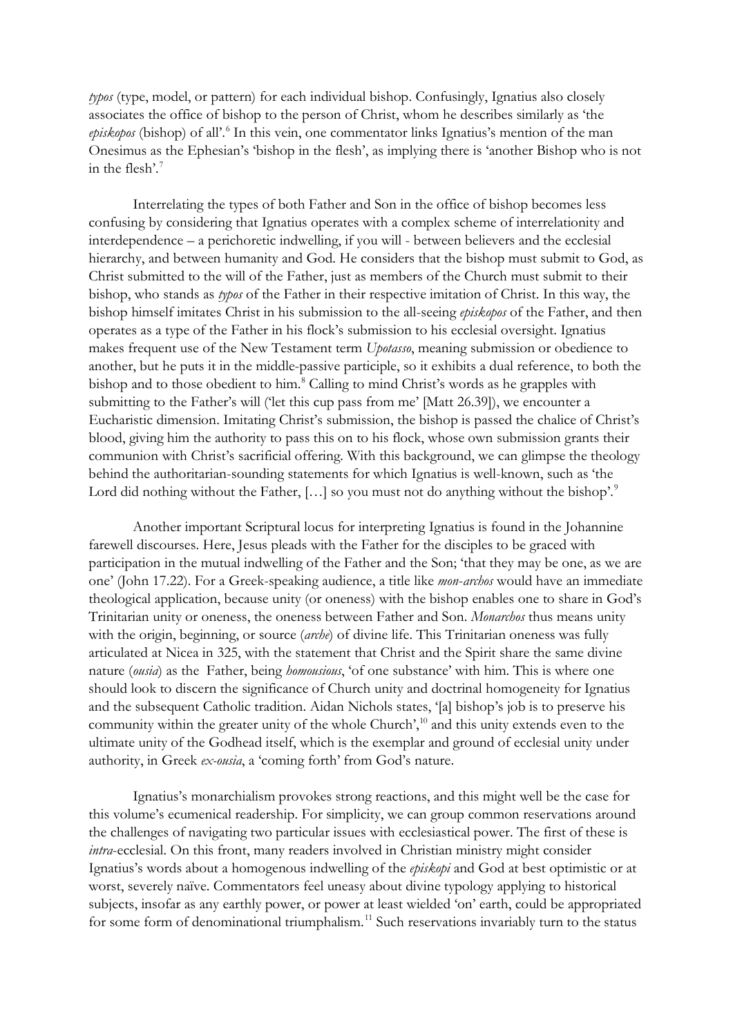*typos* (type, model, or pattern) for each individual bishop. Confusingly, Ignatius also closely associates the office of bishop to the person of Christ, whom he describes similarly as 'the *episkopos* (bishop) of all'.[6] In this vein, one commentator links Ignatius's mention of the man Onesimus as the Ephesian's 'bishop in the flesh', as implying there is 'another Bishop who is not in the flesh'.[7]

Interrelating the types of both Father and Son in the office of bishop becomes less confusing by considering that Ignatius operates with a complex scheme of interrelationity and interdependence – a perichoretic indwelling, if you will - between believers and the ecclesial hierarchy, and between humanity and God. He considers that the bishop must submit to God, as Christ submitted to the will of the Father, just as members of the Church must submit to their bishop, who stands as *typos* of the Father in their respective imitation of Christ. In this way, the bishop himself imitates Christ in his submission to the all-seeing *episkopos* of the Father, and then operates as a type of the Father in his flock's submission to his ecclesial oversight. Ignatius makes frequent use of the New Testament term *Upotasso*, meaning submission or obedience to another, but he puts it in the middle-passive participle, so it exhibits a dual reference, to both the bishop and to those obedient to him.[8] Calling to mind Christ's words as he grapples with submitting to the Father's will ('let this cup pass from me' [Matt 26.39]), we encounter a Eucharistic dimension. Imitating Christ's submission, the bishop is passed the chalice of Christ's blood, giving him the authority to pass this on to his flock, whose own submission grants their communion with Christ's sacrificial offering. With this background, we can glimpse the theology behind the authoritarian-sounding statements for which Ignatius is well-known, such as 'the Lord did nothing without the Father, […] so you must not do anything without the bishop'.[9]

Another important Scriptural locus for interpreting Ignatius is found in the Johannine farewell discourses. Here, Jesus pleads with the Father for the disciples to be graced with participation in the mutual indwelling of the Father and the Son; 'that they may be one, as we are one' (John 17.22). For a Greek-speaking audience, a title like *mon-archos* would have an immediate theological application, because unity (or oneness) with the bishop enables one to share in God's Trinitarian unity or oneness, the oneness between Father and Son. *Monarchos* thus means unity with the origin, beginning, or source (*arche*) of divine life. This Trinitarian oneness was fully articulated at Nicea in 325, with the statement that Christ and the Spirit share the same divine nature (*ousia*) as the Father, being *homousious*, 'of one substance' with him. This is where one should look to discern the significance of Church unity and doctrinal homogeneity for Ignatius and the subsequent Catholic tradition. Aidan Nichols states, '[a] bishop's job is to preserve his community within the greater unity of the whole Church',[10] and this unity extends even to the ultimate unity of the Godhead itself, which is the exemplar and ground of ecclesial unity under authority, in Greek *ex-ousia*, a 'coming forth' from God's nature.

Ignatius's monarchialism provokes strong reactions, and this might well be the case for this volume's ecumenical readership. For simplicity, we can group common reservations around the challenges of navigating two particular issues with ecclesiastical power. The first of these is *intra*-ecclesial. On this front, many readers involved in Christian ministry might consider Ignatius's words about a homogenous indwelling of the *episkopi* and God at best optimistic or at worst, severely naïve. Commentators feel uneasy about divine typology applying to historical subjects, insofar as any earthly power, or power at least wielded 'on' earth, could be appropriated for some form of denominational triumphalism.[11] Such reservations invariably turn to the status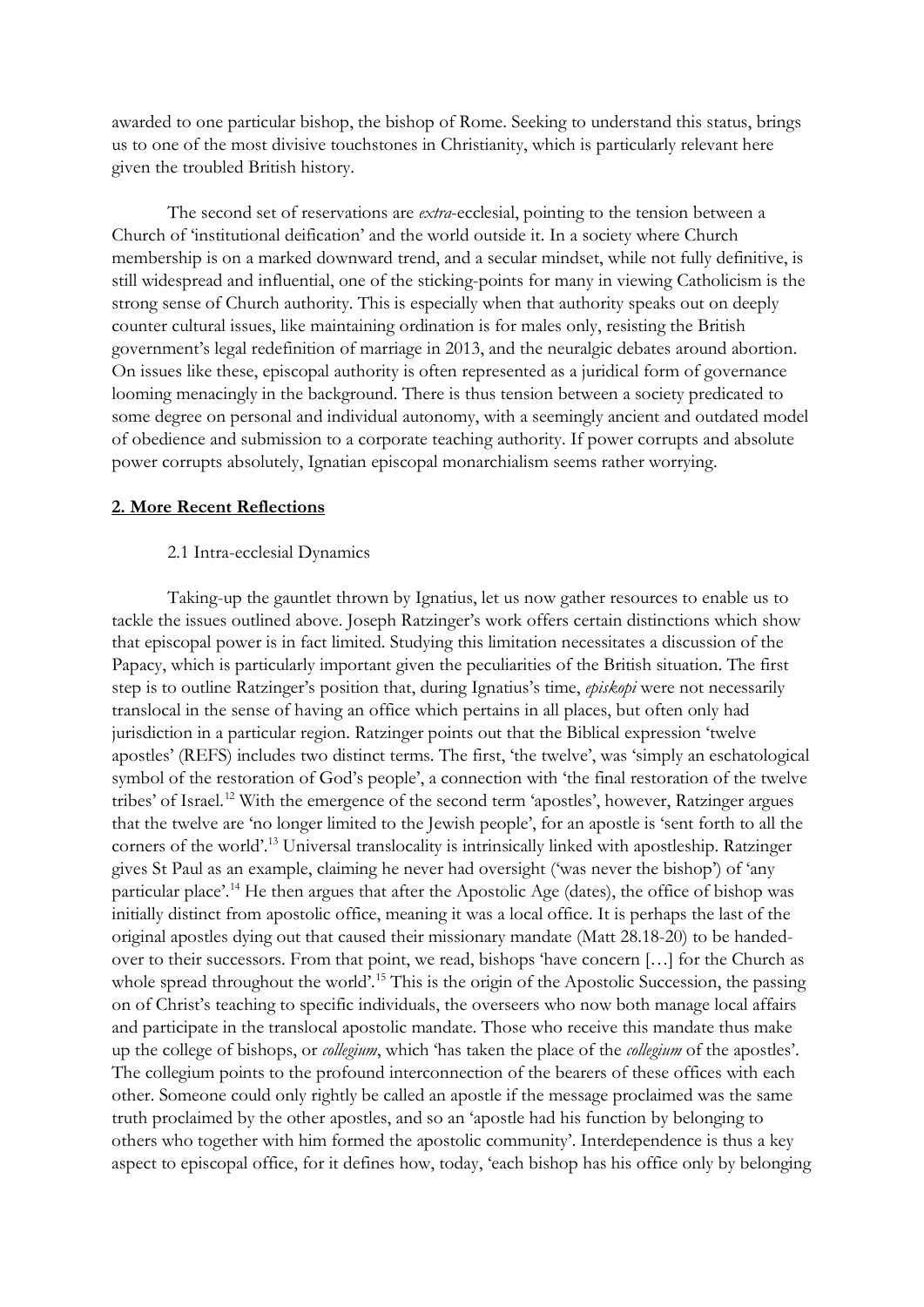awarded to one particular bishop, the bishop of Rome. Seeking to understand this status, brings us to one of the most divisive touchstones in Christianity, which is particularly relevant here given the troubled British history.

The second set of reservations are *extra*-ecclesial, pointing to the tension between a Church of 'institutional deification' and the world outside it. In a society where Church membership is on a marked downward trend, and a secular mindset, while not fully definitive, is still widespread and influential, one of the sticking-points for many in viewing Catholicism is the strong sense of Church authority. This is especially when that authority speaks out on deeply counter cultural issues, like maintaining ordination is for males only, resisting the British government's legal redefinition of marriage in 2013, and the neuralgic debates around abortion. On issues like these, episcopal authority is often represented as a juridical form of governance looming menacingly in the background. There is thus tension between a society predicated to some degree on personal and individual autonomy, with a seemingly ancient and outdated model of obedience and submission to a corporate teaching authority. If power corrupts and absolute power corrupts absolutely, Ignatian episcopal monarchialism seems rather worrying.

## **2. More Recent Reflections**

### 2.1 Intra-ecclesial Dynamics

Taking-up the gauntlet thrown by Ignatius, let us now gather resources to enable us to tackle the issues outlined above. Joseph Ratzinger's work offers certain distinctions which show that episcopal power is in fact limited. Studying this limitation necessitates a discussion of the Papacy, which is particularly important given the peculiarities of the British situation. The first step is to outline Ratzinger's position that, during Ignatius's time, *episkopi* were not necessarily translocal in the sense of having an office which pertains in all places, but often only had jurisdiction in a particular region. Ratzinger points out that the Biblical expression 'twelve apostles' (REFS) includes two distinct terms. The first, 'the twelve', was 'simply an eschatological symbol of the restoration of God's people', a connection with 'the final restoration of the twelve tribes' of Israel.[12] With the emergence of the second term 'apostles', however, Ratzinger argues that the twelve are 'no longer limited to the Jewish people', for an apostle is 'sent forth to all the corners of the world'.[13] Universal translocality is intrinsically linked with apostleship. Ratzinger gives St Paul as an example, claiming he never had oversight ('was never the bishop') of 'any particular place'.[14] He then argues that after the Apostolic Age (dates), the office of bishop was initially distinct from apostolic office, meaning it was a local office. It is perhaps the last of the original apostles dying out that caused their missionary mandate (Matt 28.18-20) to be handed-over to their successors. From that point, we read, bishops 'have concern […] for the Church as whole spread throughout the world'.[15] This is the origin of the Apostolic Succession, the passing on of Christ's teaching to specific individuals, the overseers who now both manage local affairs and participate in the translocal apostolic mandate. Those who receive this mandate thus make up the college of bishops, or *collegium*, which 'has taken the place of the *collegium* of the apostles'. The collegium points to the profound interconnection of the bearers of these offices with each other. Someone could only rightly be called an apostle if the message proclaimed was the same truth proclaimed by the other apostles, and so an 'apostle had his function by belonging to others who together with him formed the apostolic community'. Interdependence is thus a key aspect to episcopal office, for it defines how, today, 'each bishop has his office only by belonging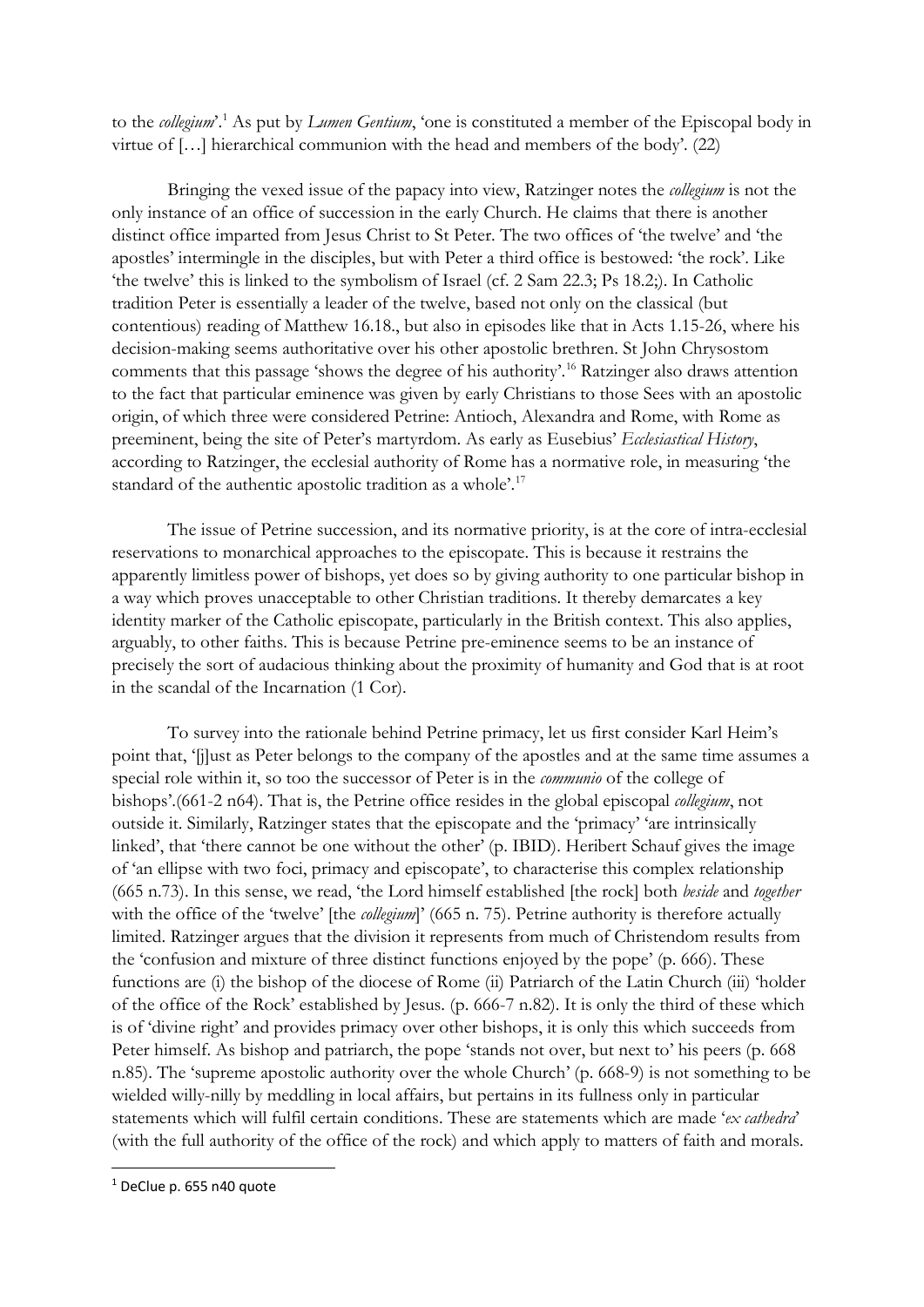to the *collegium*'.[1] As put by *Lumen Gentium*, 'one is constituted a member of the Episcopal body in virtue of […] hierarchical communion with the head and members of the body'. (22)

Bringing the vexed issue of the papacy into view, Ratzinger notes the *collegium* is not the only instance of an office of succession in the early Church. He claims that there is another distinct office imparted from Jesus Christ to St Peter. The two offices of 'the twelve' and 'the apostles' intermingle in the disciples, but with Peter a third office is bestowed: 'the rock'. Like 'the twelve' this is linked to the symbolism of Israel (cf. 2 Sam 22.3; Ps 18.2;). In Catholic tradition Peter is essentially a leader of the twelve, based not only on the classical (but contentious) reading of Matthew 16.18., but also in episodes like that in Acts 1.15-26, where his decision-making seems authoritative over his other apostolic brethren. St John Chrysostom comments that this passage 'shows the degree of his authority'.[16] Ratzinger also draws attention to the fact that particular eminence was given by early Christians to those Sees with an apostolic origin, of which three were considered Petrine: Antioch, Alexandra and Rome, with Rome as preeminent, being the site of Peter's martyrdom. As early as Eusebius' *Ecclesiastical History*, according to Ratzinger, the ecclesial authority of Rome has a normative role, in measuring 'the standard of the authentic apostolic tradition as a whole'.[17]

The issue of Petrine succession, and its normative priority, is at the core of intra-ecclesial reservations to monarchical approaches to the episcopate. This is because it restrains the apparently limitless power of bishops, yet does so by giving authority to one particular bishop in a way which proves unacceptable to other Christian traditions. It thereby demarcates a key identity marker of the Catholic episcopate, particularly in the British context. This also applies, arguably, to other faiths. This is because Petrine pre-eminence seems to be an instance of precisely the sort of audacious thinking about the proximity of humanity and God that is at root in the scandal of the Incarnation (1 Cor).

To survey into the rationale behind Petrine primacy, let us first consider Karl Heim's point that, '[j]ust as Peter belongs to the company of the apostles and at the same time assumes a special role within it, so too the successor of Peter is in the *communio* of the college of bishops'.(661-2 n64). That is, the Petrine office resides in the global episcopal *collegium*, not outside it. Similarly, Ratzinger states that the episcopate and the 'primacy' 'are intrinsically linked', that 'there cannot be one without the other' (p. IBID). Heribert Schauf gives the image of 'an ellipse with two foci, primacy and episcopate', to characterise this complex relationship (665 n.73). In this sense, we read, 'the Lord himself established [the rock] both *beside* and *together* with the office of the 'twelve' [the *collegium*]' (665 n. 75). Petrine authority is therefore actually limited. Ratzinger argues that the division it represents from much of Christendom results from the 'confusion and mixture of three distinct functions enjoyed by the pope' (p. 666). These functions are (i) the bishop of the diocese of Rome (ii) Patriarch of the Latin Church (iii) 'holder of the office of the Rock' established by Jesus. (p. 666-7 n.82). It is only the third of these which is of 'divine right' and provides primacy over other bishops, it is only this which succeeds from Peter himself. As bishop and patriarch, the pope 'stands not over, but next to' his peers (p. 668 n.85). The 'supreme apostolic authority over the whole Church' (p. 668-9) is not something to be wielded willy-nilly by meddling in local affairs, but pertains in its fullness only in particular statements which will fulfil certain conditions. These are statements which are made '*ex cathedra*' (with the full authority of the office of the rock) and which apply to matters of faith and morals.

---

[1] DeClue p. 655 n40 quote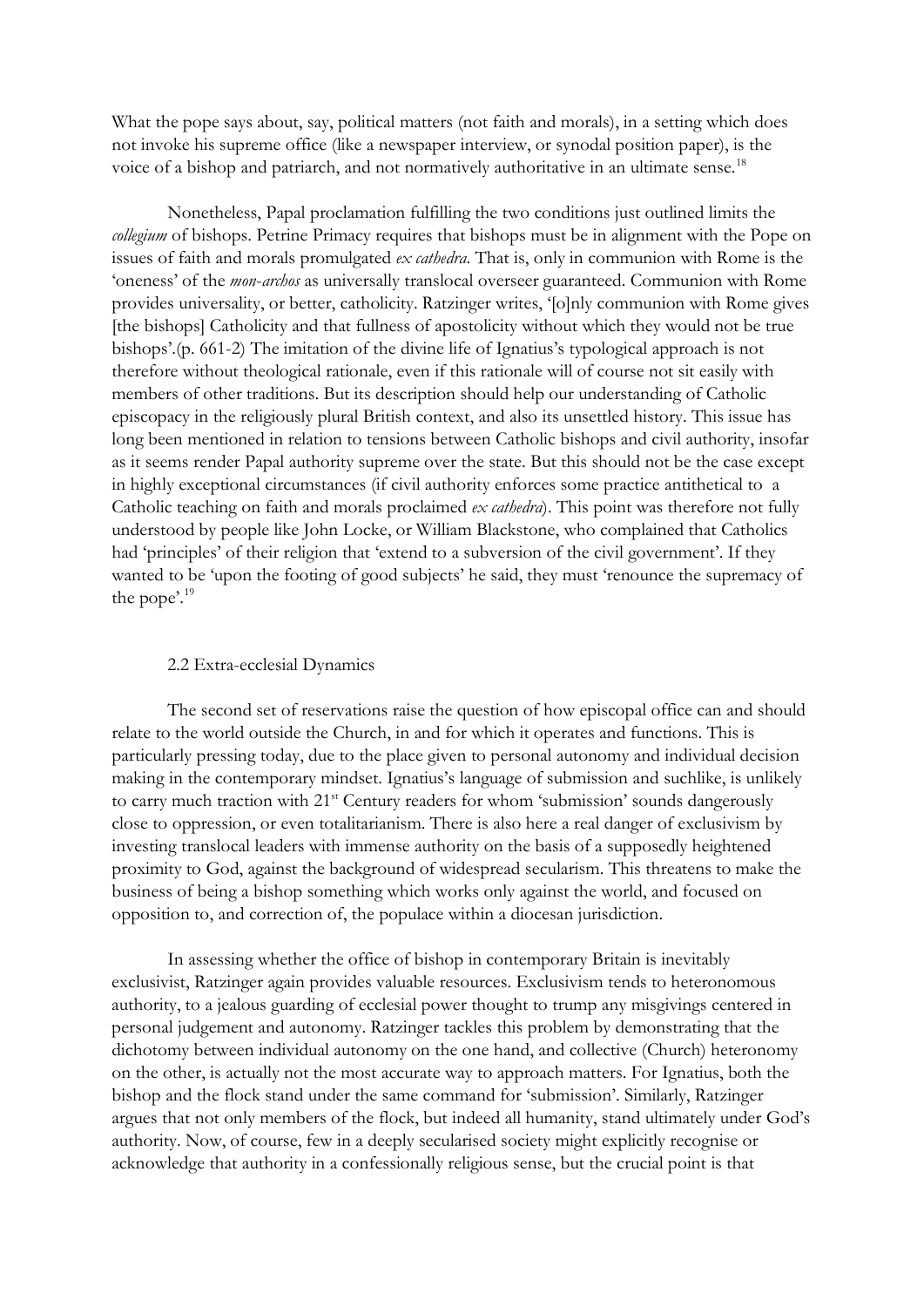What the pope says about, say, political matters (not faith and morals), in a setting which does not invoke his supreme office (like a newspaper interview, or synodal position paper), is the voice of a bishop and patriarch, and not normatively authoritative in an ultimate sense.[18]

Nonetheless, Papal proclamation fulfilling the two conditions just outlined limits the *collegium* of bishops. Petrine Primacy requires that bishops must be in alignment with the Pope on issues of faith and morals promulgated *ex cathedra*. That is, only in communion with Rome is the 'oneness' of the *mon-archos* as universally translocal overseer guaranteed. Communion with Rome provides universality, or better, catholicity. Ratzinger writes, '[o]nly communion with Rome gives [the bishops] Catholicity and that fullness of apostolicity without which they would not be true bishops'.(p. 661-2) The imitation of the divine life of Ignatius's typological approach is not therefore without theological rationale, even if this rationale will of course not sit easily with members of other traditions. But its description should help our understanding of Catholic episcopacy in the religiously plural British context, and also its unsettled history. This issue has long been mentioned in relation to tensions between Catholic bishops and civil authority, insofar as it seems render Papal authority supreme over the state. But this should not be the case except in highly exceptional circumstances (if civil authority enforces some practice antithetical to a Catholic teaching on faith and morals proclaimed *ex cathedra*). This point was therefore not fully understood by people like John Locke, or William Blackstone, who complained that Catholics had 'principles' of their religion that 'extend to a subversion of the civil government'. If they wanted to be 'upon the footing of good subjects' he said, they must 'renounce the supremacy of the pope'.[19]

### 2.2 Extra-ecclesial Dynamics

The second set of reservations raise the question of how episcopal office can and should relate to the world outside the Church, in and for which it operates and functions. This is particularly pressing today, due to the place given to personal autonomy and individual decision making in the contemporary mindset. Ignatius's language of submission and suchlike, is unlikely to carry much traction with 21st Century readers for whom 'submission' sounds dangerously close to oppression, or even totalitarianism. There is also here a real danger of exclusivism by investing translocal leaders with immense authority on the basis of a supposedly heightened proximity to God, against the background of widespread secularism. This threatens to make the business of being a bishop something which works only against the world, and focused on opposition to, and correction of, the populace within a diocesan jurisdiction.

In assessing whether the office of bishop in contemporary Britain is inevitably exclusivist, Ratzinger again provides valuable resources. Exclusivism tends to heteronomous authority, to a jealous guarding of ecclesial power thought to trump any misgivings centered in personal judgement and autonomy. Ratzinger tackles this problem by demonstrating that the dichotomy between individual autonomy on the one hand, and collective (Church) heteronomy on the other, is actually not the most accurate way to approach matters. For Ignatius, both the bishop and the flock stand under the same command for 'submission'. Similarly, Ratzinger argues that not only members of the flock, but indeed all humanity, stand ultimately under God's authority. Now, of course, few in a deeply secularised society might explicitly recognise or acknowledge that authority in a confessionally religious sense, but the crucial point is that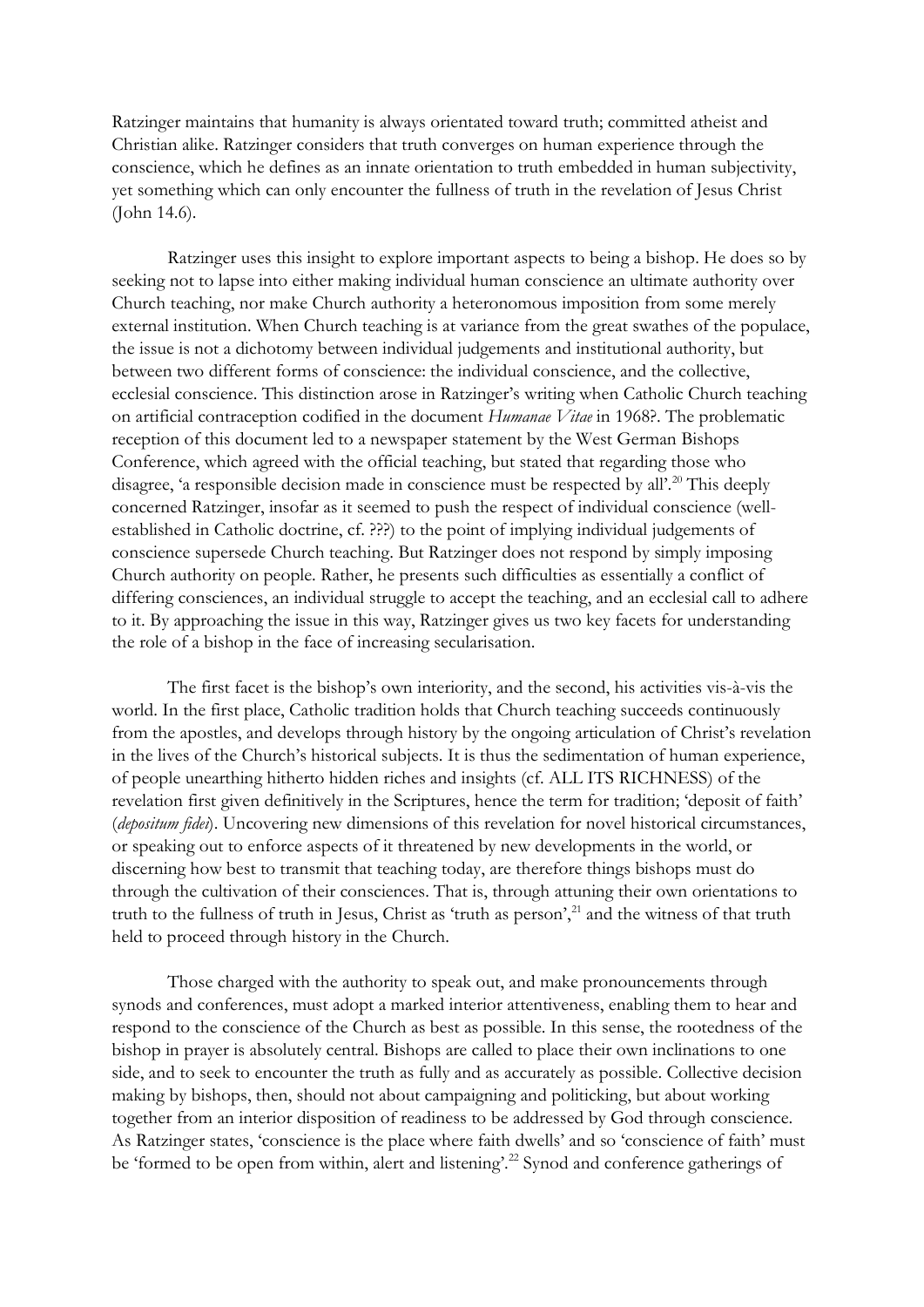Ratzinger maintains that humanity is always orientated toward truth; committed atheist and Christian alike. Ratzinger considers that truth converges on human experience through the conscience, which he defines as an innate orientation to truth embedded in human subjectivity, yet something which can only encounter the fullness of truth in the revelation of Jesus Christ (John 14.6).

Ratzinger uses this insight to explore important aspects to being a bishop. He does so by seeking not to lapse into either making individual human conscience an ultimate authority over Church teaching, nor make Church authority a heteronomous imposition from some merely external institution. When Church teaching is at variance from the great swathes of the populace, the issue is not a dichotomy between individual judgements and institutional authority, but between two different forms of conscience: the individual conscience, and the collective, ecclesial conscience. This distinction arose in Ratzinger's writing when Catholic Church teaching on artificial contraception codified in the document *Humanae Vitae* in 1968?. The problematic reception of this document led to a newspaper statement by the West German Bishops Conference, which agreed with the official teaching, but stated that regarding those who disagree, 'a responsible decision made in conscience must be respected by all'.[20] This deeply concerned Ratzinger, insofar as it seemed to push the respect of individual conscience (well-established in Catholic doctrine, cf. ???) to the point of implying individual judgements of conscience supersede Church teaching. But Ratzinger does not respond by simply imposing Church authority on people. Rather, he presents such difficulties as essentially a conflict of differing consciences, an individual struggle to accept the teaching, and an ecclesial call to adhere to it. By approaching the issue in this way, Ratzinger gives us two key facets for understanding the role of a bishop in the face of increasing secularisation.

The first facet is the bishop's own interiority, and the second, his activities vis-à-vis the world. In the first place, Catholic tradition holds that Church teaching succeeds continuously from the apostles, and develops through history by the ongoing articulation of Christ's revelation in the lives of the Church's historical subjects. It is thus the sedimentation of human experience, of people unearthing hitherto hidden riches and insights (cf. ALL ITS RICHNESS) of the revelation first given definitively in the Scriptures, hence the term for tradition; 'deposit of faith' (*depositum fidei*). Uncovering new dimensions of this revelation for novel historical circumstances, or speaking out to enforce aspects of it threatened by new developments in the world, or discerning how best to transmit that teaching today, are therefore things bishops must do through the cultivation of their consciences. That is, through attuning their own orientations to truth to the fullness of truth in Jesus, Christ as 'truth as person',[21] and the witness of that truth held to proceed through history in the Church.

Those charged with the authority to speak out, and make pronouncements through synods and conferences, must adopt a marked interior attentiveness, enabling them to hear and respond to the conscience of the Church as best as possible. In this sense, the rootedness of the bishop in prayer is absolutely central. Bishops are called to place their own inclinations to one side, and to seek to encounter the truth as fully and as accurately as possible. Collective decision making by bishops, then, should not about campaigning and politicking, but about working together from an interior disposition of readiness to be addressed by God through conscience. As Ratzinger states, 'conscience is the place where faith dwells' and so 'conscience of faith' must be 'formed to be open from within, alert and listening'.[22] Synod and conference gatherings of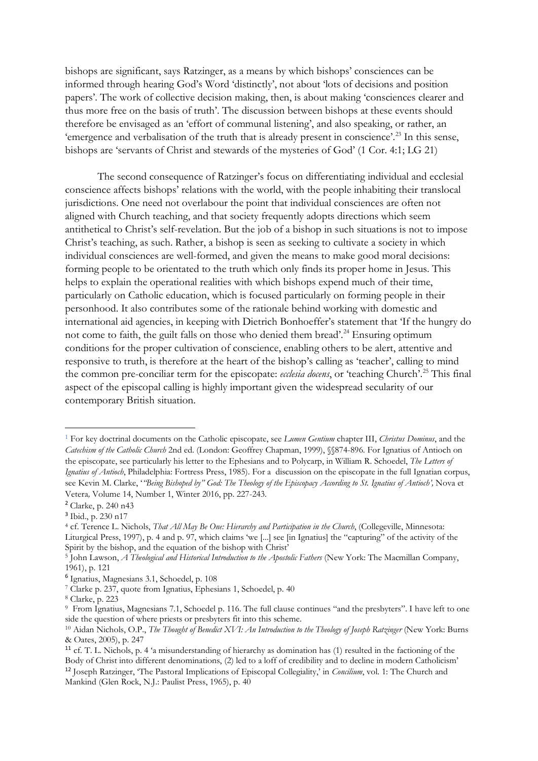bishops are significant, says Ratzinger, as a means by which bishops' consciences can be informed through hearing God's Word 'distinctly', not about 'lots of decisions and position papers'. The work of collective decision making, then, is about making 'consciences clearer and thus more free on the basis of truth'. The discussion between bishops at these events should therefore be envisaged as an 'effort of communal listening', and also speaking, or rather, an 'emergence and verbalisation of the truth that is already present in conscience'.[23] In this sense, bishops are 'servants of Christ and stewards of the mysteries of God' (1 Cor. 4:1; LG 21)

The second consequence of Ratzinger's focus on differentiating individual and ecclesial conscience affects bishops' relations with the world, with the people inhabiting their translocal jurisdictions. One need not overlabour the point that individual consciences are often not aligned with Church teaching, and that society frequently adopts directions which seem antithetical to Christ's self-revelation. But the job of a bishop in such situations is not to impose Christ's teaching, as such. Rather, a bishop is seen as seeking to cultivate a society in which individual consciences are well-formed, and given the means to make good moral decisions: forming people to be orientated to the truth which only finds its proper home in Jesus. This helps to explain the operational realities with which bishops expend much of their time, particularly on Catholic education, which is focused particularly on forming people in their personhood. It also contributes some of the rationale behind working with domestic and international aid agencies, in keeping with Dietrich Bonhoeffer's statement that 'If the hungry do not come to faith, the guilt falls on those who denied them bread'.[24] Ensuring optimum conditions for the proper cultivation of conscience, enabling others to be alert, attentive and responsive to truth, is therefore at the heart of the bishop's calling as 'teacher', calling to mind the common pre-conciliar term for the episcopate: *ecclesia docens*, or 'teaching Church'.[25] This final aspect of the episcopal calling is highly important given the widespread secularity of our contemporary British situation.

---

[1] For key doctrinal documents on the Catholic episcopate, see *Lumen Gentium* chapter III, *Christus Dominus*, and the *Catechism of the Catholic Church* 2nd ed. (London: Geoffrey Chapman, 1999), §§874-896. For Ignatius of Antioch on the episcopate, see particularly his letter to the Ephesians and to Polycarp, in William R. Schoedel, *The Letters of Ignatius of Antioch*, Philadelphia: Fortress Press, 1985). For a discussion on the episcopate in the full Ignatian corpus, see Kevin M. Clarke, '*"Being Bishoped by" God: The Theology of the Episcopacy According to St. Ignatius of Antioch',* Nova et Vetera*,* Volume 14, Number 1, Winter 2016, pp. 227-243.

[2] Clarke, p. 240 n43

[3] Ibid., p. 230 n17

[4] cf. Terence L. Nichols, *That All May Be One: Hierarchy and Participation in the Church*, (Collegeville, Minnesota: Liturgical Press, 1997), p. 4 and p. 97, which claims 'we [...] see [in Ignatius] the "capturing" of the activity of the Spirit by the bishop, and the equation of the bishop with Christ'

[5] John Lawson, *A Theological and Historical Introduction to the Apostolic Fathers* (New York: The Macmillan Company, 1961), p. 121

[6] Ignatius, Magnesians 3.1, Schoedel, p. 108

[7] Clarke p. 237, quote from Ignatius, Ephesians 1, Schoedel, p. 40

[8] Clarke, p. 223

[9] From Ignatius, Magnesians 7.1, Schoedel p. 116. The full clause continues "and the presbyters". I have left to one side the question of where priests or presbyters fit into this scheme.

[10] Aidan Nichols, O.P., *The Thought of Benedict XVI: An Introduction to the Theology of Joseph Ratzinger* (New York: Burns & Oates, 2005), p. 247

[11] cf. T. L. Nichols, p. 4 'a misunderstanding of hierarchy as domination has (1) resulted in the factioning of the Body of Christ into different denominations, (2) led to a loff of credibility and to decline in modern Catholicism'

[12] Joseph Ratzinger, 'The Pastoral Implications of Episcopal Collegiality,' in *Concilium*, vol. 1: The Church and Mankind (Glen Rock, N.J.: Paulist Press, 1965), p. 40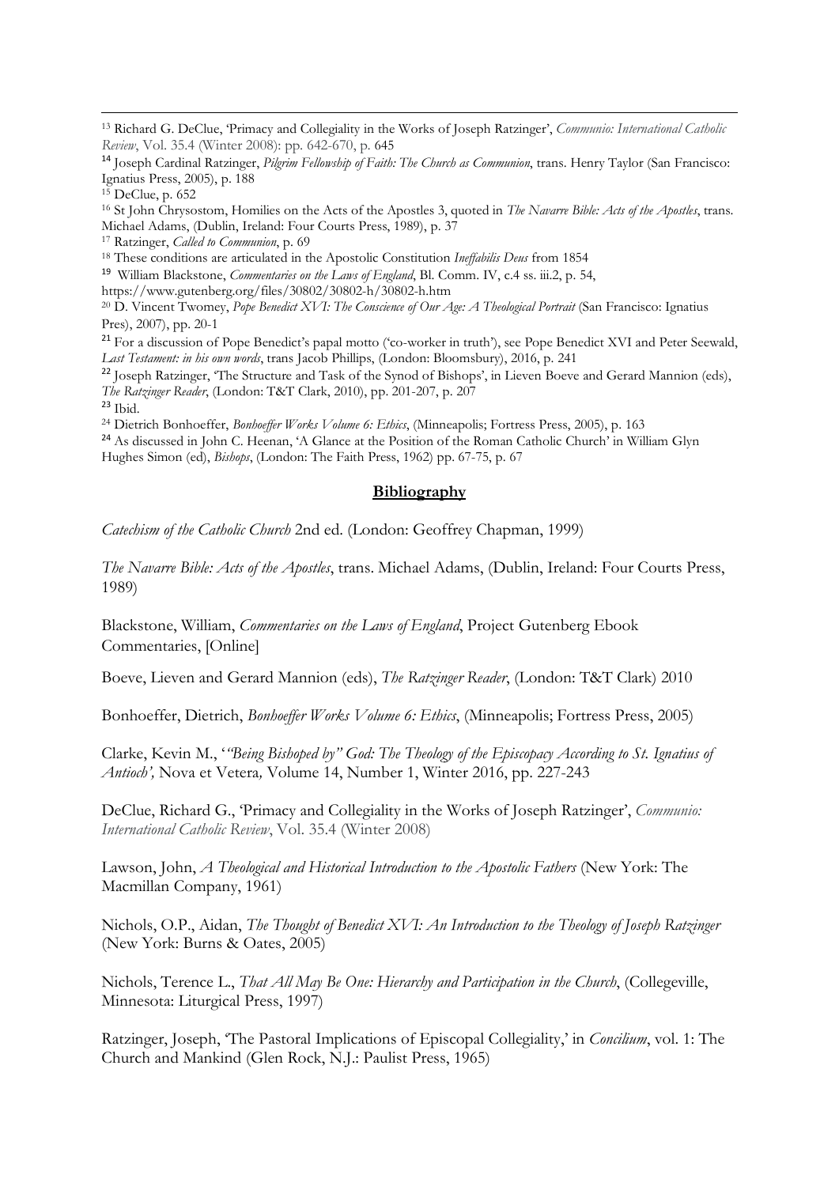[13] Richard G. DeClue, 'Primacy and Collegiality in the Works of Joseph Ratzinger', *Communio: International Catholic Review*, Vol. 35.4 (Winter 2008): pp. 642-670, p. 645

[14] Joseph Cardinal Ratzinger, *Pilgrim Fellowship of Faith: The Church as Communion*, trans. Henry Taylor (San Francisco: Ignatius Press, 2005), p. 188

[15] DeClue, p. 652

[16] St John Chrysostom, Homilies on the Acts of the Apostles 3, quoted in *The Navarre Bible: Acts of the Apostles*, trans. Michael Adams, (Dublin, Ireland: Four Courts Press, 1989), p. 37

[17] Ratzinger, *Called to Communion*, p. 69

[18] These conditions are articulated in the Apostolic Constitution *Ineffabilis Deus* from 1854

[19] William Blackstone, *Commentaries on the Laws of England*, Bl. Comm. IV, c.4 ss. iii.2, p. 54, https://www.gutenberg.org/files/30802/30802-h/30802-h.htm

[20] D. Vincent Twomey, *Pope Benedict XVI: The Conscience of Our Age: A Theological Portrait* (San Francisco: Ignatius Pres), 2007), pp. 20-1

[21] For a discussion of Pope Benedict's papal motto ('co-worker in truth'), see Pope Benedict XVI and Peter Seewald, *Last Testament: in his own words*, trans Jacob Phillips, (London: Bloomsbury), 2016, p. 241

[22] Joseph Ratzinger, 'The Structure and Task of the Synod of Bishops', in Lieven Boeve and Gerard Mannion (eds), *The Ratzinger Reader*, (London: T&T Clark, 2010), pp. 201-207, p. 207

[23] Ibid.

[24] Dietrich Bonhoeffer, *Bonhoeffer Works Volume 6: Ethics*, (Minneapolis; Fortress Press, 2005), p. 163

[24] As discussed in John C. Heenan, 'A Glance at the Position of the Roman Catholic Church' in William Glyn Hughes Simon (ed), *Bishops*, (London: The Faith Press, 1962) pp. 67-75, p. 67

## Bibliography

*Catechism of the Catholic Church* 2nd ed. (London: Geoffrey Chapman, 1999)

*The Navarre Bible: Acts of the Apostles*, trans. Michael Adams, (Dublin, Ireland: Four Courts Press, 1989)

Blackstone, William, *Commentaries on the Laws of England*, Project Gutenberg Ebook Commentaries, [Online]

Boeve, Lieven and Gerard Mannion (eds), *The Ratzinger Reader*, (London: T&T Clark) 2010

Bonhoeffer, Dietrich, *Bonhoeffer Works Volume 6: Ethics*, (Minneapolis; Fortress Press, 2005)

Clarke, Kevin M., '*"Being Bishoped by" God: The Theology of the Episcopacy According to St. Ignatius of Antioch',* Nova et Vetera*,* Volume 14, Number 1, Winter 2016, pp. 227-243

DeClue, Richard G., 'Primacy and Collegiality in the Works of Joseph Ratzinger', *Communio: International Catholic Review*, Vol. 35.4 (Winter 2008)

Lawson, John, *A Theological and Historical Introduction to the Apostolic Fathers* (New York: The Macmillan Company, 1961)

Nichols, O.P., Aidan, *The Thought of Benedict XVI: An Introduction to the Theology of Joseph Ratzinger* (New York: Burns & Oates, 2005)

Nichols, Terence L., *That All May Be One: Hierarchy and Participation in the Church*, (Collegeville, Minnesota: Liturgical Press, 1997)

Ratzinger, Joseph, 'The Pastoral Implications of Episcopal Collegiality,' in *Concilium*, vol. 1: The Church and Mankind (Glen Rock, N.J.: Paulist Press, 1965)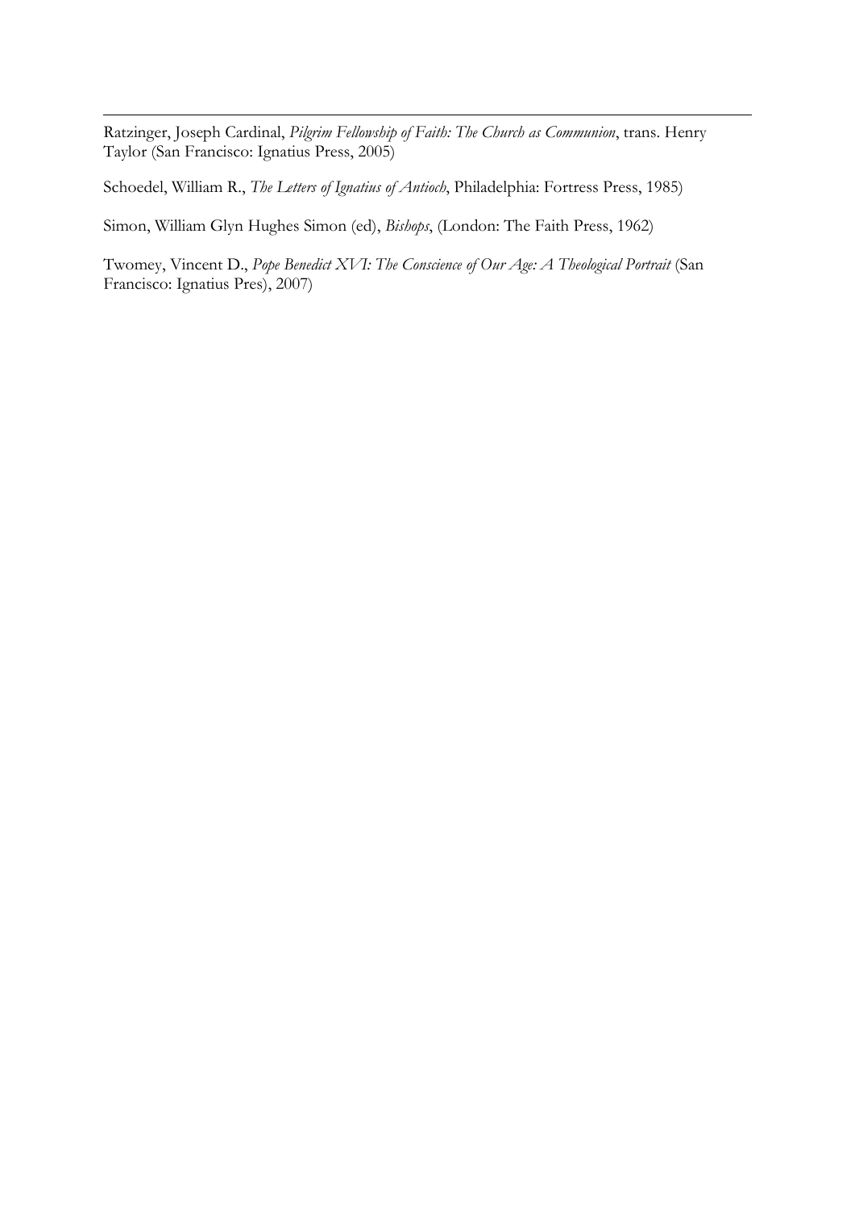Ratzinger, Joseph Cardinal, *Pilgrim Fellowship of Faith: The Church as Communion*, trans. Henry Taylor (San Francisco: Ignatius Press, 2005)

Schoedel, William R., *The Letters of Ignatius of Antioch*, Philadelphia: Fortress Press, 1985)

Simon, William Glyn Hughes Simon (ed), *Bishops*, (London: The Faith Press, 1962)

Twomey, Vincent D., *Pope Benedict XVI: The Conscience of Our Age: A Theological Portrait* (San Francisco: Ignatius Pres), 2007)